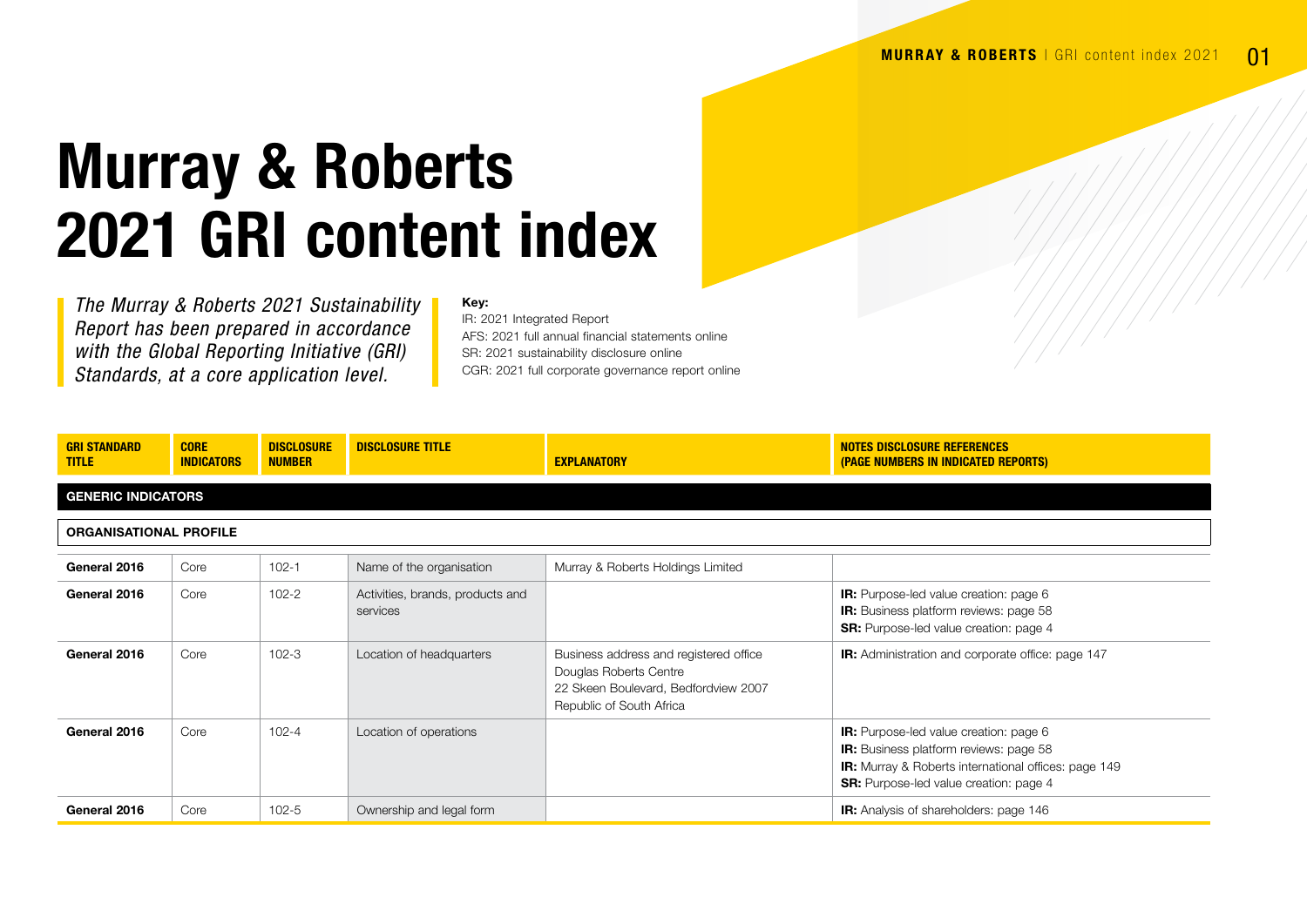# Murray & Roberts 2021 GRI content index

*The Murray & Roberts 2021 Sustainability Report has been prepared in accordance with the Global Reporting Initiative (GRI) Standards, at a core application level.*

**Key:**
IR: 2021 Integrated Report
AFS: 2021 full annual financial statements online
SR: 2021 sustainability disclosure online
CGR: 2021 full corporate governance report online

| GRI STANDARD TITLE | CORE INDICATORS | DISCLOSURE NUMBER | DISCLOSURE TITLE | EXPLANATORY | NOTES DISCLOSURE REFERENCES (PAGE NUMBERS IN INDICATED REPORTS) |
|---|---|---|---|---|---|
| **GENERIC INDICATORS** | | | | | |
| **ORGANISATIONAL PROFILE** | | | | | |
| **General 2016** | Core | 102-1 | Name of the organisation | Murray & Roberts Holdings Limited | |
| **General 2016** | Core | 102-2 | Activities, brands, products and services | | **IR:** Purpose-led value creation: page 6<br>**IR:** Business platform reviews: page 58<br>**SR:** Purpose-led value creation: page 4 |
| **General 2016** | Core | 102-3 | Location of headquarters | Business address and registered office<br>Douglas Roberts Centre<br>22 Skeen Boulevard, Bedfordview 2007<br>Republic of South Africa | **IR:** Administration and corporate office: page 147 |
| **General 2016** | Core | 102-4 | Location of operations | | **IR:** Purpose-led value creation: page 6<br>**IR:** Business platform reviews: page 58<br>**IR:** Murray & Roberts international offices: page 149<br>**SR:** Purpose-led value creation: page 4 |
| **General 2016** | Core | 102-5 | Ownership and legal form | | **IR:** Analysis of shareholders: page 146 |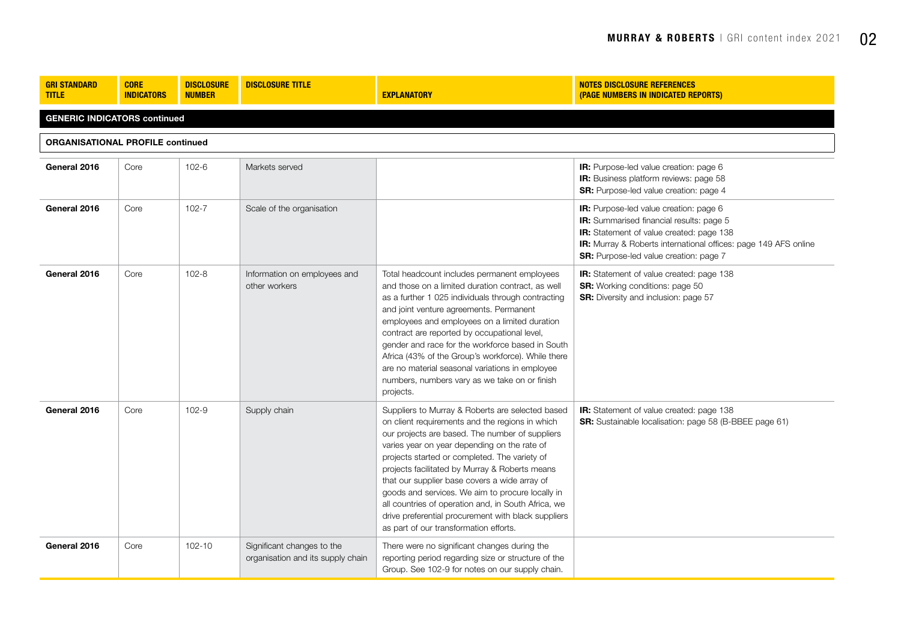| GRI STANDARD TITLE | CORE INDICATORS | DISCLOSURE NUMBER | DISCLOSURE TITLE | EXPLANATORY | NOTES DISCLOSURE REFERENCES (PAGE NUMBERS IN INDICATED REPORTS) |
|---|---|---|---|---|---|
| **GENERIC INDICATORS continued** | | | | | |
| **ORGANISATIONAL PROFILE continued** | | | | | |
| **General 2016** | Core | 102-6 | Markets served | | **IR:** Purpose-led value creation: page 6<br>**IR:** Business platform reviews: page 58<br>**SR:** Purpose-led value creation: page 4 |
| **General 2016** | Core | 102-7 | Scale of the organisation | | **IR:** Purpose-led value creation: page 6<br>**IR:** Summarised financial results: page 5<br>**IR:** Statement of value created: page 138<br>**IR:** Murray & Roberts international offices: page 149 AFS online<br>**SR:** Purpose-led value creation: page 7 |
| **General 2016** | Core | 102-8 | Information on employees and other workers | Total headcount includes permanent employees and those on a limited duration contract, as well as a further 1 025 individuals through contracting and joint venture agreements. Permanent employees and employees on a limited duration contract are reported by occupational level, gender and race for the workforce based in South Africa (43% of the Group's workforce). While there are no material seasonal variations in employee numbers, numbers vary as we take on or finish projects. | **IR:** Statement of value created: page 138<br>**SR:** Working conditions: page 50<br>**SR:** Diversity and inclusion: page 57 |
| **General 2016** | Core | 102-9 | Supply chain | Suppliers to Murray & Roberts are selected based on client requirements and the regions in which our projects are based. The number of suppliers varies year on year depending on the rate of projects started or completed. The variety of projects facilitated by Murray & Roberts means that our supplier base covers a wide array of goods and services. We aim to procure locally in all countries of operation and, in South Africa, we drive preferential procurement with black suppliers as part of our transformation efforts. | **IR:** Statement of value created: page 138<br>**SR:** Sustainable localisation: page 58 (B-BBEE page 61) |
| **General 2016** | Core | 102-10 | Significant changes to the organisation and its supply chain | There were no significant changes during the reporting period regarding size or structure of the Group. See 102-9 for notes on our supply chain. | |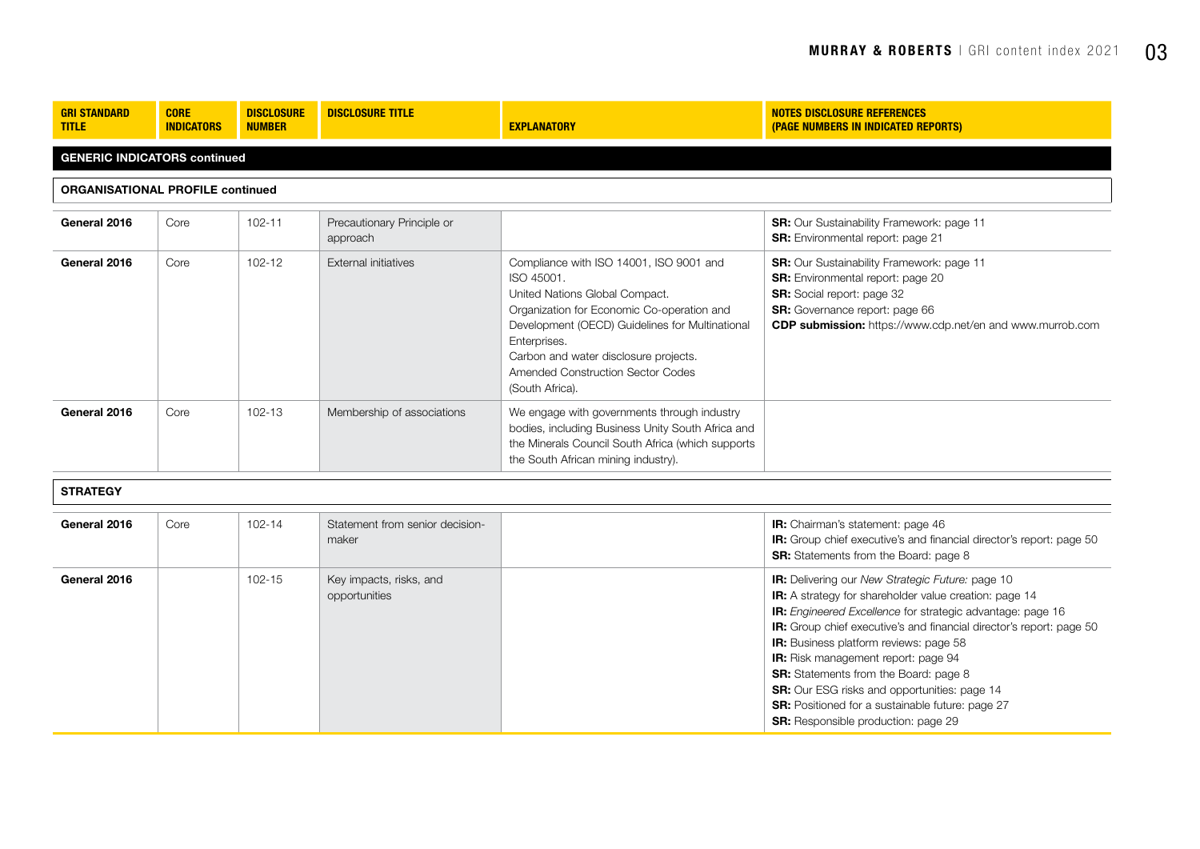| GRI STANDARD TITLE | CORE INDICATORS | DISCLOSURE NUMBER | DISCLOSURE TITLE | EXPLANATORY | NOTES DISCLOSURE REFERENCES (PAGE NUMBERS IN INDICATED REPORTS) |
|---|---|---|---|---|---|
| **GENERIC INDICATORS continued** | | | | | |
| **ORGANISATIONAL PROFILE continued** | | | | | |
| **General 2016** | Core | 102-11 | Precautionary Principle or approach | | **SR:** Our Sustainability Framework: page 11<br>**SR:** Environmental report: page 21 |
| **General 2016** | Core | 102-12 | External initiatives | Compliance with ISO 14001, ISO 9001 and ISO 45001.<br>United Nations Global Compact.<br>Organization for Economic Co-operation and Development (OECD) Guidelines for Multinational Enterprises.<br>Carbon and water disclosure projects.<br>Amended Construction Sector Codes (South Africa). | **SR:** Our Sustainability Framework: page 11<br>**SR:** Environmental report: page 20<br>**SR:** Social report: page 32<br>**SR:** Governance report: page 66<br>**CDP submission:** https://www.cdp.net/en and www.murrob.com |
| **General 2016** | Core | 102-13 | Membership of associations | We engage with governments through industry bodies, including Business Unity South Africa and the Minerals Council South Africa (which supports the South African mining industry). | |
| **STRATEGY** | | | | | |
| **General 2016** | Core | 102-14 | Statement from senior decision-maker | | **IR:** Chairman's statement: page 46<br>**IR:** Group chief executive's and financial director's report: page 50<br>**SR:** Statements from the Board: page 8 |
| **General 2016** | | 102-15 | Key impacts, risks, and opportunities | | **IR:** Delivering our *New Strategic Future:* page 10<br>**IR:** A strategy for shareholder value creation: page 14<br>**IR:** *Engineered Excellence* for strategic advantage: page 16<br>**IR:** Group chief executive's and financial director's report: page 50<br>**IR:** Business platform reviews: page 58<br>**IR:** Risk management report: page 94<br>**SR:** Statements from the Board: page 8<br>**SR:** Our ESG risks and opportunities: page 14<br>**SR:** Positioned for a sustainable future: page 27<br>**SR:** Responsible production: page 29 |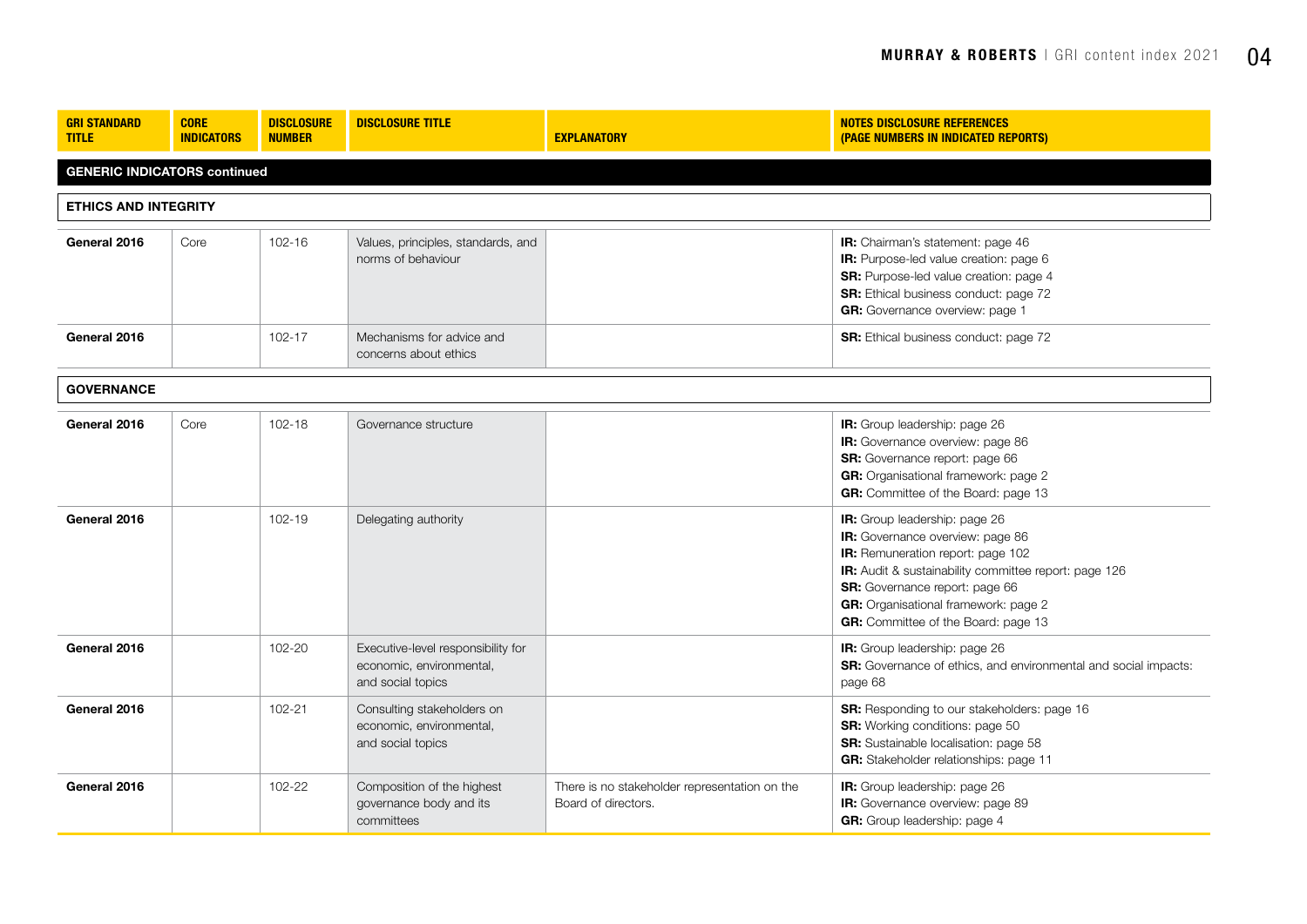| GRI STANDARD TITLE | CORE INDICATORS | DISCLOSURE NUMBER | DISCLOSURE TITLE | EXPLANATORY | NOTES DISCLOSURE REFERENCES (PAGE NUMBERS IN INDICATED REPORTS) |
|---|---|---|---|---|---|
| **GENERIC INDICATORS continued** | | | | | |
| **ETHICS AND INTEGRITY** | | | | | |
| **General 2016** | Core | 102-16 | Values, principles, standards, and norms of behaviour | | **IR:** Chairman's statement: page 46<br>**IR:** Purpose-led value creation: page 6<br>**SR:** Purpose-led value creation: page 4<br>**SR:** Ethical business conduct: page 72<br>**GR:** Governance overview: page 1 |
| **General 2016** | | 102-17 | Mechanisms for advice and concerns about ethics | | **SR:** Ethical business conduct: page 72 |
| **GOVERNANCE** | | | | | |
| **General 2016** | Core | 102-18 | Governance structure | | **IR:** Group leadership: page 26<br>**IR:** Governance overview: page 86<br>**SR:** Governance report: page 66<br>**GR:** Organisational framework: page 2<br>**GR:** Committee of the Board: page 13 |
| **General 2016** | | 102-19 | Delegating authority | | **IR:** Group leadership: page 26<br>**IR:** Governance overview: page 86<br>**IR:** Remuneration report: page 102<br>**IR:** Audit & sustainability committee report: page 126<br>**SR:** Governance report: page 66<br>**GR:** Organisational framework: page 2<br>**GR:** Committee of the Board: page 13 |
| **General 2016** | | 102-20 | Executive-level responsibility for economic, environmental, and social topics | | **IR:** Group leadership: page 26<br>**SR:** Governance of ethics, and environmental and social impacts: page 68 |
| **General 2016** | | 102-21 | Consulting stakeholders on economic, environmental, and social topics | | **SR:** Responding to our stakeholders: page 16<br>**SR:** Working conditions: page 50<br>**SR:** Sustainable localisation: page 58<br>**GR:** Stakeholder relationships: page 11 |
| **General 2016** | | 102-22 | Composition of the highest governance body and its committees | There is no stakeholder representation on the Board of directors. | **IR:** Group leadership: page 26<br>**IR:** Governance overview: page 89<br>**GR:** Group leadership: page 4 |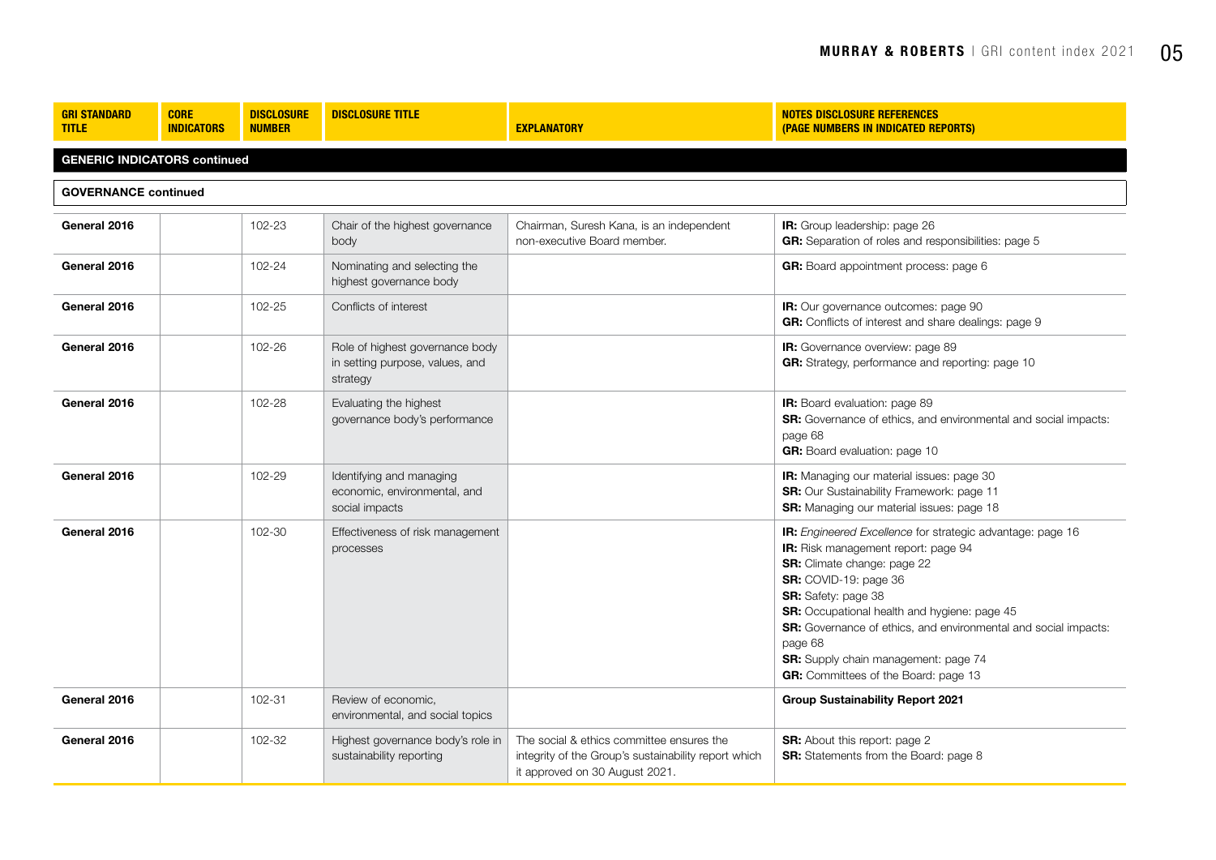| GRI STANDARD TITLE | CORE INDICATORS | DISCLOSURE NUMBER | DISCLOSURE TITLE | EXPLANATORY | NOTES DISCLOSURE REFERENCES (PAGE NUMBERS IN INDICATED REPORTS) |
|---|---|---|---|---|---|
| **GENERIC INDICATORS continued** | | | | | |
| **GOVERNANCE continued** | | | | | |
| **General 2016** | | 102-23 | Chair of the highest governance body | Chairman, Suresh Kana, is an independent non-executive Board member. | **IR:** Group leadership: page 26<br>**GR:** Separation of roles and responsibilities: page 5 |
| **General 2016** | | 102-24 | Nominating and selecting the highest governance body | | **GR:** Board appointment process: page 6 |
| **General 2016** | | 102-25 | Conflicts of interest | | **IR:** Our governance outcomes: page 90<br>**GR:** Conflicts of interest and share dealings: page 9 |
| **General 2016** | | 102-26 | Role of highest governance body in setting purpose, values, and strategy | | **IR:** Governance overview: page 89<br>**GR:** Strategy, performance and reporting: page 10 |
| **General 2016** | | 102-28 | Evaluating the highest governance body's performance | | **IR:** Board evaluation: page 89<br>**SR:** Governance of ethics, and environmental and social impacts: page 68<br>**GR:** Board evaluation: page 10 |
| **General 2016** | | 102-29 | Identifying and managing economic, environmental, and social impacts | | **IR:** Managing our material issues: page 30<br>**SR:** Our Sustainability Framework: page 11<br>**SR:** Managing our material issues: page 18 |
| **General 2016** | | 102-30 | Effectiveness of risk management processes | | **IR:** *Engineered Excellence* for strategic advantage: page 16<br>**IR:** Risk management report: page 94<br>**SR:** Climate change: page 22<br>**SR:** COVID-19: page 36<br>**SR:** Safety: page 38<br>**SR:** Occupational health and hygiene: page 45<br>**SR:** Governance of ethics, and environmental and social impacts: page 68<br>**SR:** Supply chain management: page 74<br>**GR:** Committees of the Board: page 13 |
| **General 2016** | | 102-31 | Review of economic, environmental, and social topics | | **Group Sustainability Report 2021** |
| **General 2016** | | 102-32 | Highest governance body's role in sustainability reporting | The social & ethics committee ensures the integrity of the Group's sustainability report which it approved on 30 August 2021. | **SR:** About this report: page 2<br>**SR:** Statements from the Board: page 8 |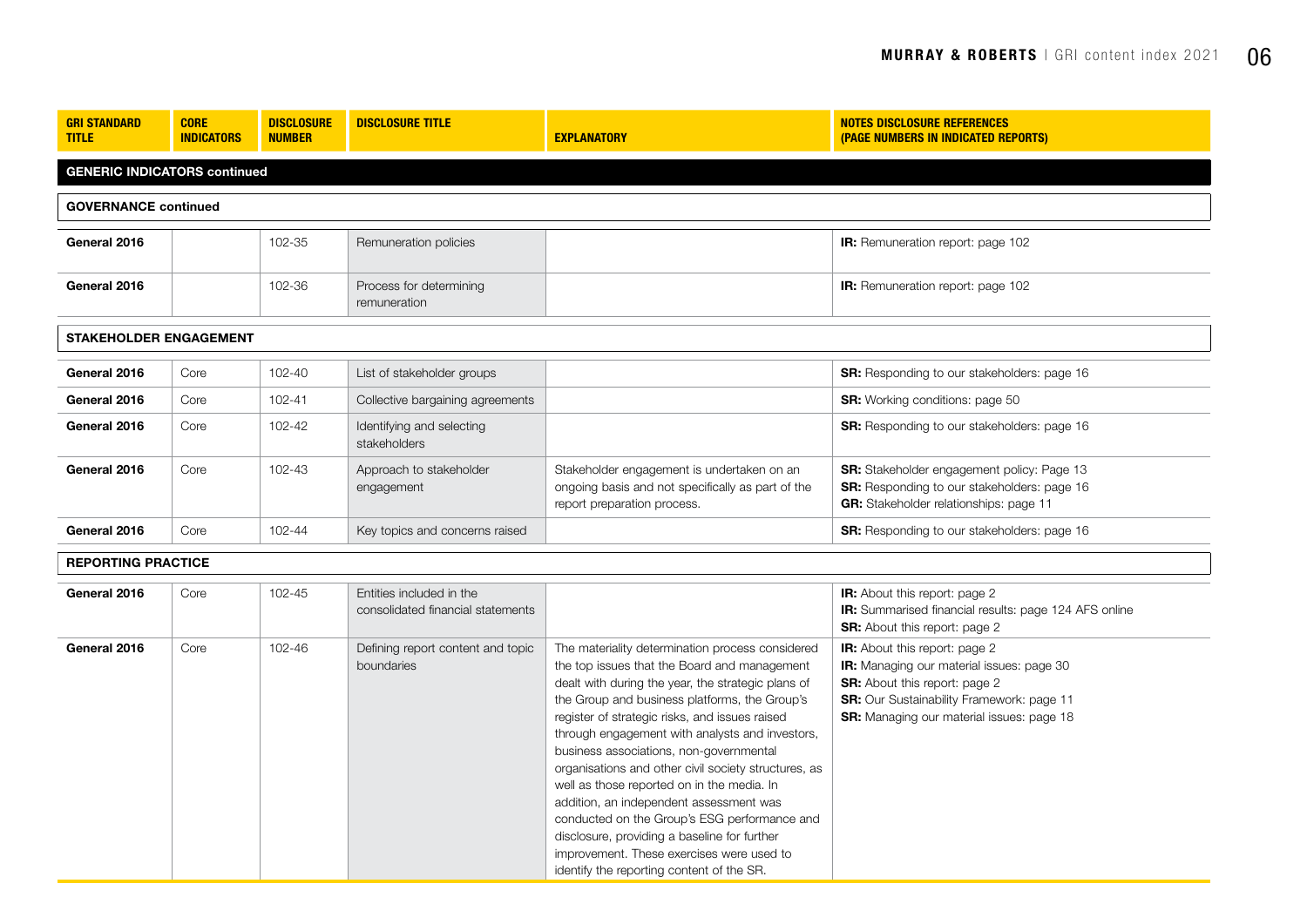| GRI STANDARD TITLE | CORE INDICATORS | DISCLOSURE NUMBER | DISCLOSURE TITLE | EXPLANATORY | NOTES DISCLOSURE REFERENCES (PAGE NUMBERS IN INDICATED REPORTS) |
|---|---|---|---|---|---|
| **GENERIC INDICATORS continued** | | | | | |
| **GOVERNANCE continued** | | | | | |
| **General 2016** | | 102-35 | Remuneration policies | | **IR:** Remuneration report: page 102 |
| **General 2016** | | 102-36 | Process for determining remuneration | | **IR:** Remuneration report: page 102 |
| **STAKEHOLDER ENGAGEMENT** | | | | | |
| **General 2016** | Core | 102-40 | List of stakeholder groups | | **SR:** Responding to our stakeholders: page 16 |
| **General 2016** | Core | 102-41 | Collective bargaining agreements | | **SR:** Working conditions: page 50 |
| **General 2016** | Core | 102-42 | Identifying and selecting stakeholders | | **SR:** Responding to our stakeholders: page 16 |
| **General 2016** | Core | 102-43 | Approach to stakeholder engagement | Stakeholder engagement is undertaken on an ongoing basis and not specifically as part of the report preparation process. | **SR:** Stakeholder engagement policy: Page 13<br>**SR:** Responding to our stakeholders: page 16<br>**GR:** Stakeholder relationships: page 11 |
| **General 2016** | Core | 102-44 | Key topics and concerns raised | | **SR:** Responding to our stakeholders: page 16 |
| **REPORTING PRACTICE** | | | | | |
| **General 2016** | Core | 102-45 | Entities included in the consolidated financial statements | | **IR:** About this report: page 2<br>**IR:** Summarised financial results: page 124 AFS online<br>**SR:** About this report: page 2 |
| **General 2016** | Core | 102-46 | Defining report content and topic boundaries | The materiality determination process considered the top issues that the Board and management dealt with during the year, the strategic plans of the Group and business platforms, the Group's register of strategic risks, and issues raised through engagement with analysts and investors, business associations, non-governmental organisations and other civil society structures, as well as those reported on in the media. In addition, an independent assessment was conducted on the Group's ESG performance and disclosure, providing a baseline for further improvement. These exercises were used to identify the reporting content of the SR. | **IR:** About this report: page 2<br>**IR:** Managing our material issues: page 30<br>**SR:** About this report: page 2<br>**SR:** Our Sustainability Framework: page 11<br>**SR:** Managing our material issues: page 18 |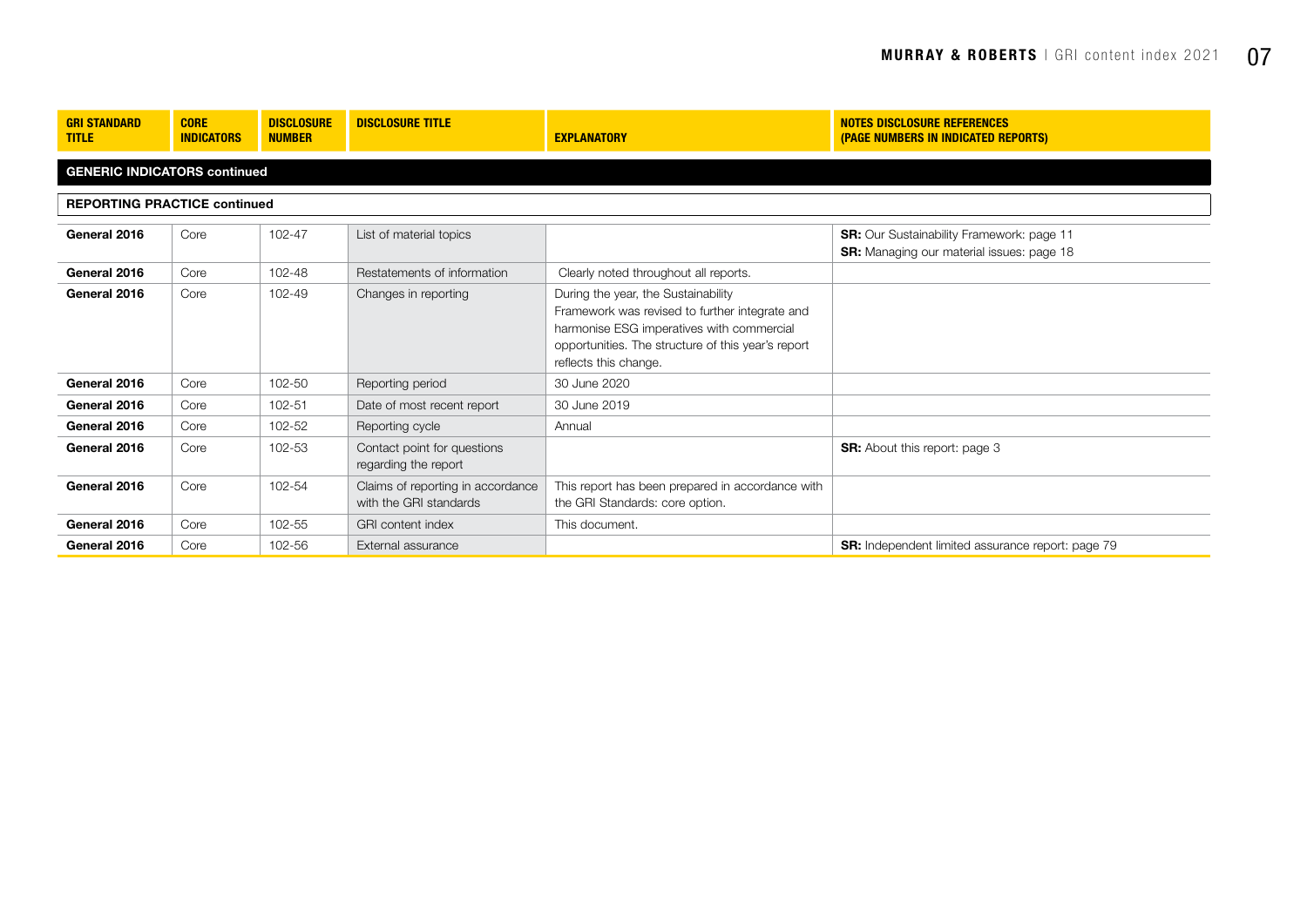| GRI STANDARD TITLE | CORE INDICATORS | DISCLOSURE NUMBER | DISCLOSURE TITLE | EXPLANATORY | NOTES DISCLOSURE REFERENCES (PAGE NUMBERS IN INDICATED REPORTS) |
|---|---|---|---|---|---|
| **GENERIC INDICATORS continued** | | | | | |
| **REPORTING PRACTICE continued** | | | | | |
| **General 2016** | Core | 102-47 | List of material topics | | **SR:** Our Sustainability Framework: page 11<br>**SR:** Managing our material issues: page 18 |
| **General 2016** | Core | 102-48 | Restatements of information | Clearly noted throughout all reports. | |
| **General 2016** | Core | 102-49 | Changes in reporting | During the year, the Sustainability Framework was revised to further integrate and harmonise ESG imperatives with commercial opportunities. The structure of this year's report reflects this change. | |
| **General 2016** | Core | 102-50 | Reporting period | 30 June 2020 | |
| **General 2016** | Core | 102-51 | Date of most recent report | 30 June 2019 | |
| **General 2016** | Core | 102-52 | Reporting cycle | Annual | |
| **General 2016** | Core | 102-53 | Contact point for questions regarding the report | | **SR:** About this report: page 3 |
| **General 2016** | Core | 102-54 | Claims of reporting in accordance with the GRI standards | This report has been prepared in accordance with the GRI Standards: core option. | |
| **General 2016** | Core | 102-55 | GRI content index | This document. | |
| **General 2016** | Core | 102-56 | External assurance | | **SR:** Independent limited assurance report: page 79 |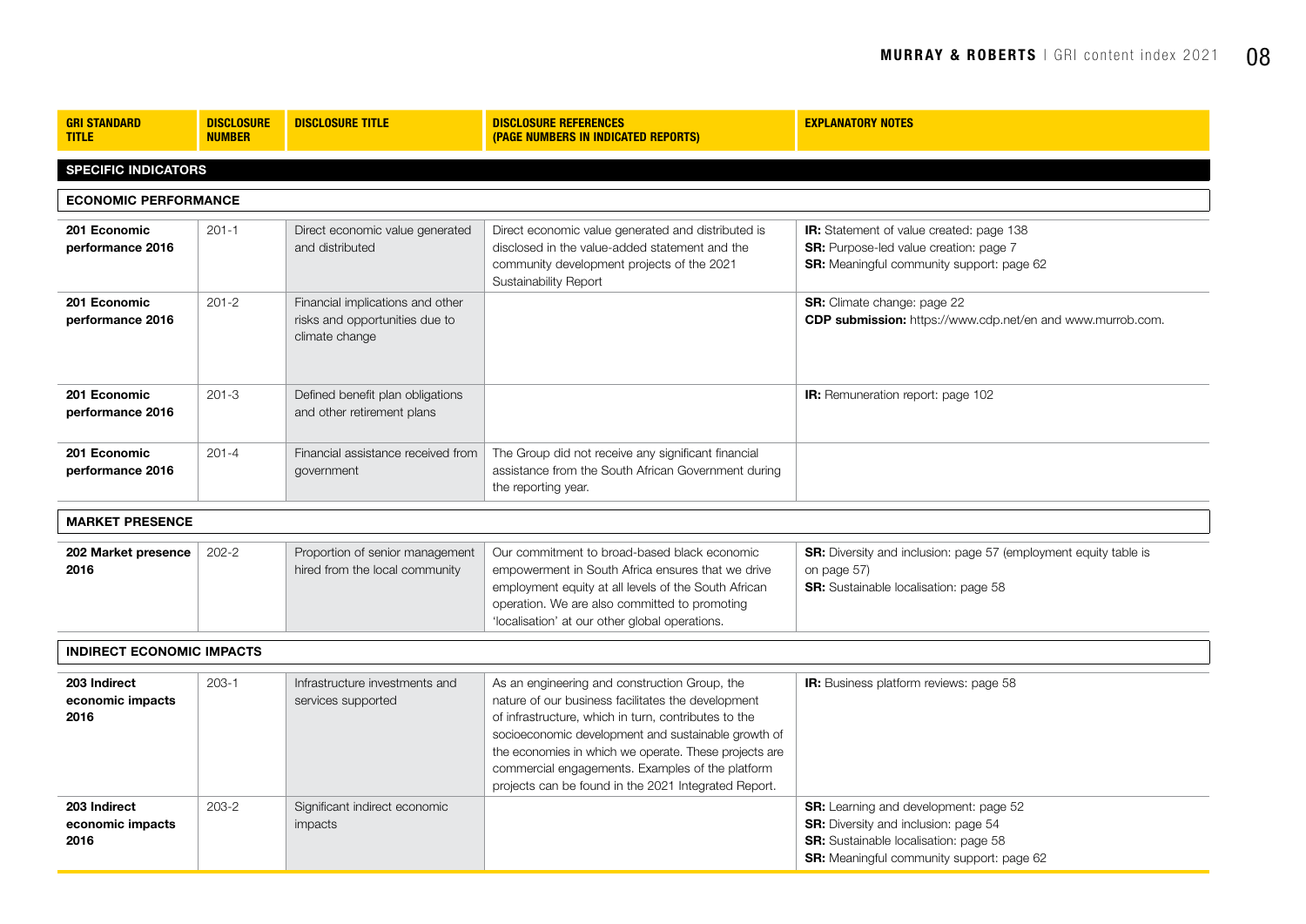| GRI STANDARD TITLE | DISCLOSURE NUMBER | DISCLOSURE TITLE | DISCLOSURE REFERENCES (PAGE NUMBERS IN INDICATED REPORTS) | EXPLANATORY NOTES |
|---|---|---|---|---|
| **SPECIFIC INDICATORS** | | | | |
| **ECONOMIC PERFORMANCE** | | | | |
| **201 Economic performance 2016** | 201-1 | Direct economic value generated and distributed | Direct economic value generated and distributed is disclosed in the value-added statement and the community development projects of the 2021 Sustainability Report | **IR:** Statement of value created: page 138<br>**SR:** Purpose-led value creation: page 7<br>**SR:** Meaningful community support: page 62 |
| **201 Economic performance 2016** | 201-2 | Financial implications and other risks and opportunities due to climate change | | **SR:** Climate change: page 22<br>**CDP submission:** https://www.cdp.net/en and www.murrob.com. |
| **201 Economic performance 2016** | 201-3 | Defined benefit plan obligations and other retirement plans | | **IR:** Remuneration report: page 102 |
| **201 Economic performance 2016** | 201-4 | Financial assistance received from government | The Group did not receive any significant financial assistance from the South African Government during the reporting year. | |
| **MARKET PRESENCE** | | | | |
| **202 Market presence 2016** | 202-2 | Proportion of senior management hired from the local community | Our commitment to broad-based black economic empowerment in South Africa ensures that we drive employment equity at all levels of the South African operation. We are also committed to promoting 'localisation' at our other global operations. | **SR:** Diversity and inclusion: page 57 (employment equity table is on page 57)<br>**SR:** Sustainable localisation: page 58 |
| **INDIRECT ECONOMIC IMPACTS** | | | | |
| **203 Indirect economic impacts 2016** | 203-1 | Infrastructure investments and services supported | As an engineering and construction Group, the nature of our business facilitates the development of infrastructure, which in turn, contributes to the socioeconomic development and sustainable growth of the economies in which we operate. These projects are commercial engagements. Examples of the platform projects can be found in the 2021 Integrated Report. | **IR:** Business platform reviews: page 58 |
| **203 Indirect economic impacts 2016** | 203-2 | Significant indirect economic impacts | | **SR:** Learning and development: page 52<br>**SR:** Diversity and inclusion: page 54<br>**SR:** Sustainable localisation: page 58<br>**SR:** Meaningful community support: page 62 |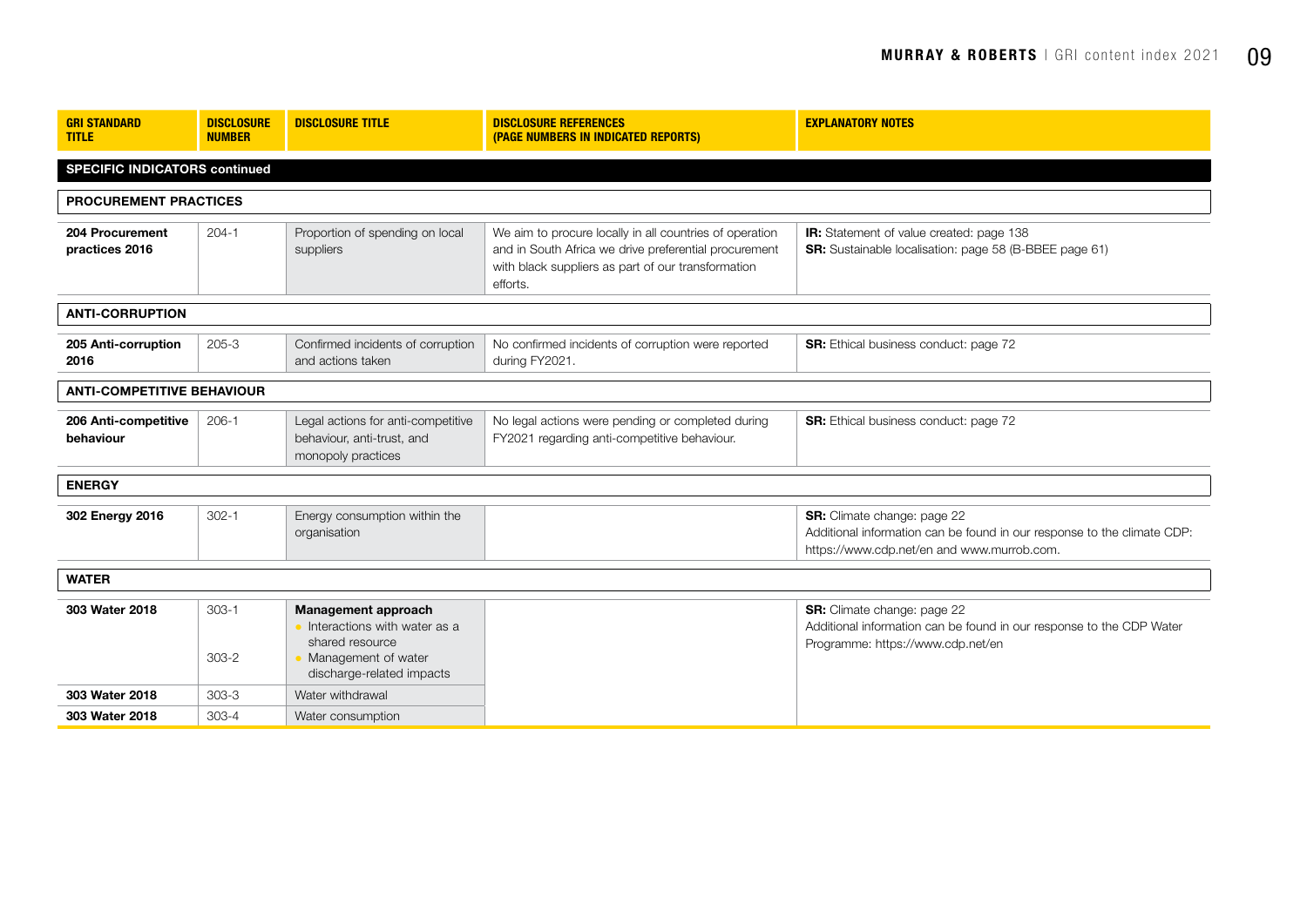| GRI STANDARD TITLE | DISCLOSURE NUMBER | DISCLOSURE TITLE | DISCLOSURE REFERENCES (PAGE NUMBERS IN INDICATED REPORTS) | EXPLANATORY NOTES |
|---|---|---|---|---|
| **SPECIFIC INDICATORS continued** | | | | |
| **PROCUREMENT PRACTICES** | | | | |
| **204 Procurement practices 2016** | 204-1 | Proportion of spending on local suppliers | We aim to procure locally in all countries of operation and in South Africa we drive preferential procurement with black suppliers as part of our transformation efforts. | **IR:** Statement of value created: page 138<br>**SR:** Sustainable localisation: page 58 (B-BBEE page 61) |
| **ANTI-CORRUPTION** | | | | |
| **205 Anti-corruption 2016** | 205-3 | Confirmed incidents of corruption and actions taken | No confirmed incidents of corruption were reported during FY2021. | **SR:** Ethical business conduct: page 72 |
| **ANTI-COMPETITIVE BEHAVIOUR** | | | | |
| **206 Anti-competitive behaviour** | 206-1 | Legal actions for anti-competitive behaviour, anti-trust, and monopoly practices | No legal actions were pending or completed during FY2021 regarding anti-competitive behaviour. | **SR:** Ethical business conduct: page 72 |
| **ENERGY** | | | | |
| **302 Energy 2016** | 302-1 | Energy consumption within the organisation | | **SR:** Climate change: page 22<br>Additional information can be found in our response to the climate CDP: https://www.cdp.net/en and www.murrob.com. |
| **WATER** | | | | |
| **303 Water 2018** | 303-1<br>303-2 | **Management approach**<br>• Interactions with water as a shared resource<br>• Management of water discharge-related impacts | | **SR:** Climate change: page 22<br>Additional information can be found in our response to the CDP Water Programme: https://www.cdp.net/en |
| **303 Water 2018** | 303-3 | Water withdrawal | | |
| **303 Water 2018** | 303-4 | Water consumption | | |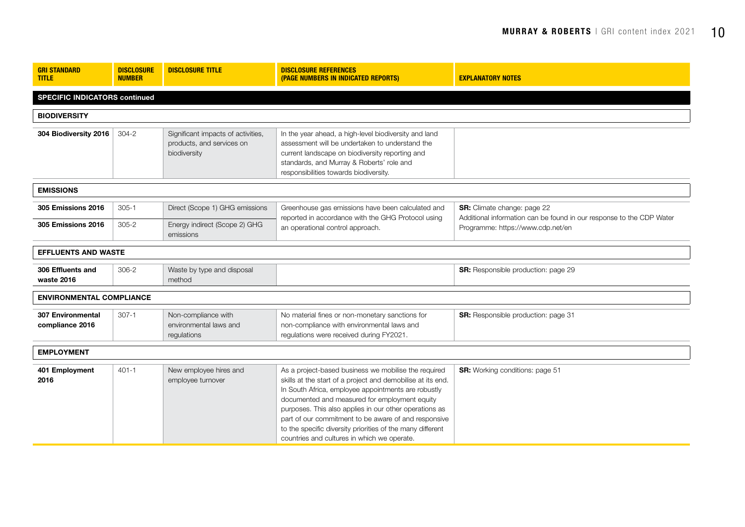| GRI STANDARD TITLE | DISCLOSURE NUMBER | DISCLOSURE TITLE | DISCLOSURE REFERENCES (PAGE NUMBERS IN INDICATED REPORTS) | EXPLANATORY NOTES |
|---|---|---|---|---|
| **SPECIFIC INDICATORS continued** | | | | |
| **BIODIVERSITY** | | | | |
| **304 Biodiversity 2016** | 304-2 | Significant impacts of activities, products, and services on biodiversity | In the year ahead, a high-level biodiversity and land assessment will be undertaken to understand the current landscape on biodiversity reporting and standards, and Murray & Roberts' role and responsibilities towards biodiversity. | |
| **EMISSIONS** | | | | |
| **305 Emissions 2016** | 305-1 | Direct (Scope 1) GHG emissions | Greenhouse gas emissions have been calculated and reported in accordance with the GHG Protocol using an operational control approach. | **SR:** Climate change: page 22 Additional information can be found in our response to the CDP Water Programme: https://www.cdp.net/en |
| **305 Emissions 2016** | 305-2 | Energy indirect (Scope 2) GHG emissions | | |
| **EFFLUENTS AND WASTE** | | | | |
| **306 Effluents and waste 2016** | 306-2 | Waste by type and disposal method | | **SR:** Responsible production: page 29 |
| **ENVIRONMENTAL COMPLIANCE** | | | | |
| **307 Environmental compliance 2016** | 307-1 | Non-compliance with environmental laws and regulations | No material fines or non-monetary sanctions for non-compliance with environmental laws and regulations were received during FY2021. | **SR:** Responsible production: page 31 |
| **EMPLOYMENT** | | | | |
| **401 Employment 2016** | 401-1 | New employee hires and employee turnover | As a project-based business we mobilise the required skills at the start of a project and demobilise at its end. In South Africa, employee appointments are robustly documented and measured for employment equity purposes. This also applies in our other operations as part of our commitment to be aware of and responsive to the specific diversity priorities of the many different countries and cultures in which we operate. | **SR:** Working conditions: page 51 |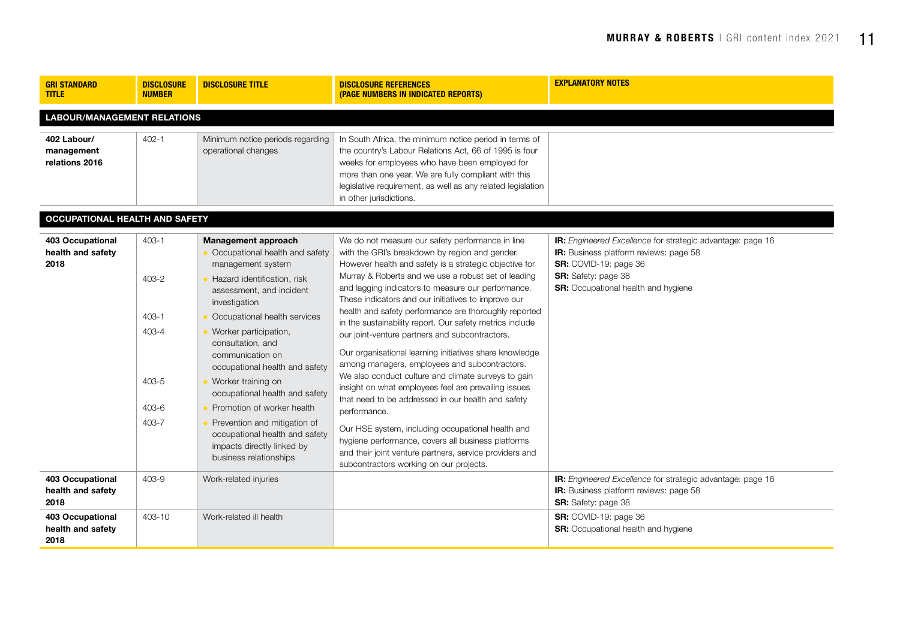| GRI STANDARD TITLE | DISCLOSURE NUMBER | DISCLOSURE TITLE | DISCLOSURE REFERENCES (PAGE NUMBERS IN INDICATED REPORTS) | EXPLANATORY NOTES |
|---|---|---|---|---|
| **LABOUR/MANAGEMENT RELATIONS** | | | | |
| **402 Labour/ management relations 2016** | 402-1 | Minimum notice periods regarding operational changes | In South Africa, the minimum notice period in terms of the country's Labour Relations Act, 66 of 1995 is four weeks for employees who have been employed for more than one year. We are fully compliant with this legislative requirement, as well as any related legislation in other jurisdictions. | |
| **OCCUPATIONAL HEALTH AND SAFETY** | | | | |
| **403 Occupational health and safety 2018** | 403-1<br>403-2<br>403-1<br>403-4<br>403-5<br>403-6<br>403-7 | **Management approach**<br>• Occupational health and safety management system<br>• Hazard identification, risk assessment, and incident investigation<br>• Occupational health services<br>• Worker participation, consultation, and communication on occupational health and safety<br>• Worker training on occupational health and safety<br>• Promotion of worker health<br>• Prevention and mitigation of occupational health and safety impacts directly linked by business relationships | We do not measure our safety performance in line with the GRI's breakdown by region and gender. However health and safety is a strategic objective for Murray & Roberts and we use a robust set of leading and lagging indicators to measure our performance. These indicators and our initiatives to improve our health and safety performance are thoroughly reported in the sustainability report. Our safety metrics include our joint-venture partners and subcontractors.<br><br>Our organisational learning initiatives share knowledge among managers, employees and subcontractors. We also conduct culture and climate surveys to gain insight on what employees feel are prevailing issues that need to be addressed in our health and safety performance.<br><br>Our HSE system, including occupational health and hygiene performance, covers all business platforms and their joint venture partners, service providers and subcontractors working on our projects. | **IR:** *Engineered Excellence* for strategic advantage: page 16<br>**IR:** Business platform reviews: page 58<br>**SR:** COVID-19: page 36<br>**SR:** Safety: page 38<br>**SR:** Occupational health and hygiene |
| **403 Occupational health and safety 2018** | 403-9 | Work-related injuries | | **IR:** *Engineered Excellence* for strategic advantage: page 16<br>**IR:** Business platform reviews: page 58<br>**SR:** Safety: page 38 |
| **403 Occupational health and safety 2018** | 403-10 | Work-related ill health | | **SR:** COVID-19: page 36<br>**SR:** Occupational health and hygiene |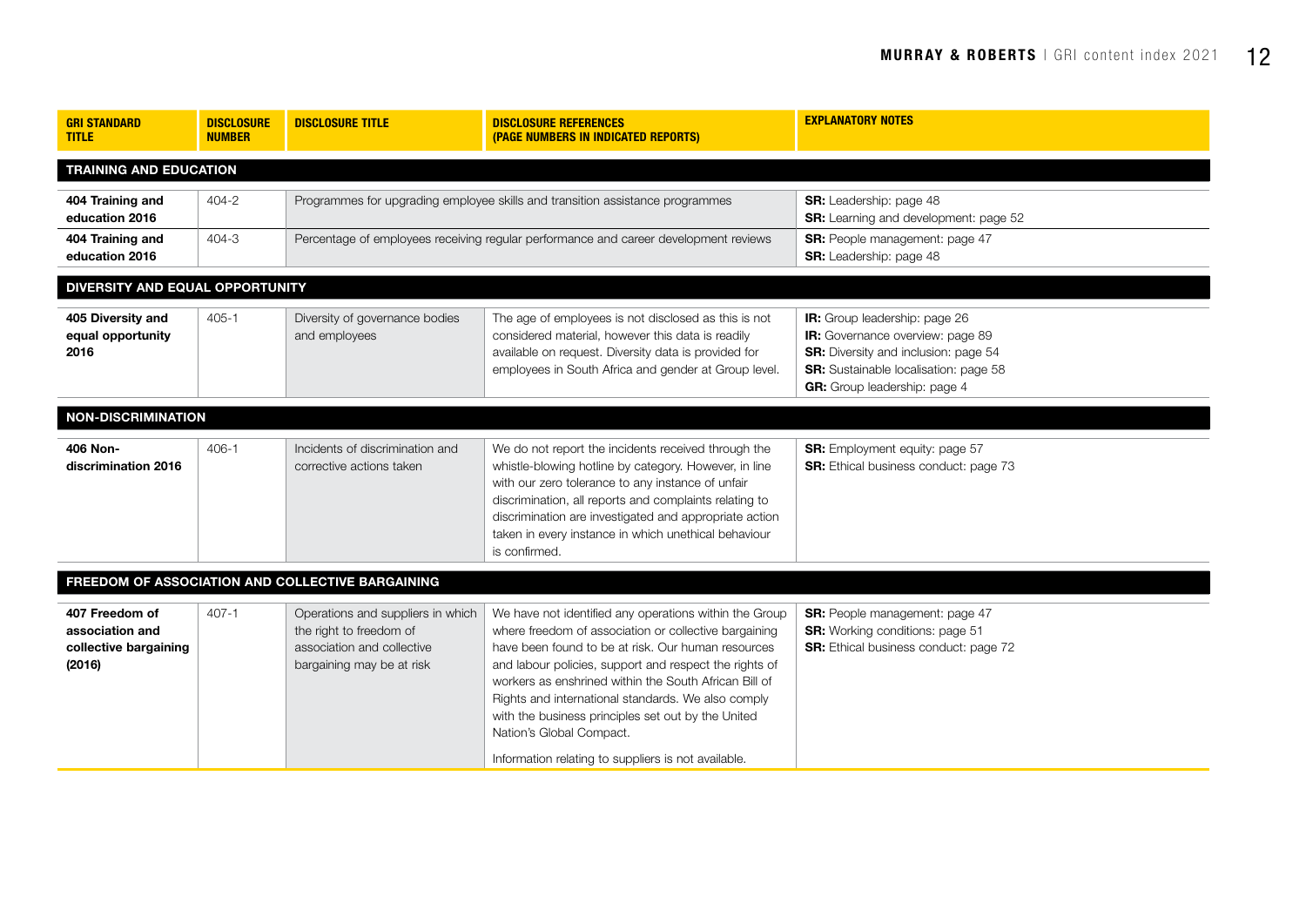| GRI STANDARD TITLE | DISCLOSURE NUMBER | DISCLOSURE TITLE | DISCLOSURE REFERENCES (PAGE NUMBERS IN INDICATED REPORTS) | EXPLANATORY NOTES |
|---|---|---|---|---|
| **TRAINING AND EDUCATION** | | | | |
| **404 Training and education 2016** | 404-2 | Programmes for upgrading employee skills and transition assistance programmes | | **SR:** Leadership: page 48<br>**SR:** Learning and development: page 52 |
| **404 Training and education 2016** | 404-3 | Percentage of employees receiving regular performance and career development reviews | | **SR:** People management: page 47<br>**SR:** Leadership: page 48 |
| **DIVERSITY AND EQUAL OPPORTUNITY** | | | | |
| **405 Diversity and equal opportunity 2016** | 405-1 | Diversity of governance bodies and employees | The age of employees is not disclosed as this is not considered material, however this data is readily available on request. Diversity data is provided for employees in South Africa and gender at Group level. | **IR:** Group leadership: page 26<br>**IR:** Governance overview: page 89<br>**SR:** Diversity and inclusion: page 54<br>**SR:** Sustainable localisation: page 58<br>**GR:** Group leadership: page 4 |
| **NON-DISCRIMINATION** | | | | |
| **406 Non-discrimination 2016** | 406-1 | Incidents of discrimination and corrective actions taken | We do not report the incidents received through the whistle-blowing hotline by category. However, in line with our zero tolerance to any instance of unfair discrimination, all reports and complaints relating to discrimination are investigated and appropriate action taken in every instance in which unethical behaviour is confirmed. | **SR:** Employment equity: page 57<br>**SR:** Ethical business conduct: page 73 |
| **FREEDOM OF ASSOCIATION AND COLLECTIVE BARGAINING** | | | | |
| **407 Freedom of association and collective bargaining (2016)** | 407-1 | Operations and suppliers in which the right to freedom of association and collective bargaining may be at risk | We have not identified any operations within the Group where freedom of association or collective bargaining have been found to be at risk. Our human resources and labour policies, support and respect the rights of workers as enshrined within the South African Bill of Rights and international standards. We also comply with the business principles set out by the United Nation's Global Compact.<br><br>Information relating to suppliers is not available. | **SR:** People management: page 47<br>**SR:** Working conditions: page 51<br>**SR:** Ethical business conduct: page 72 |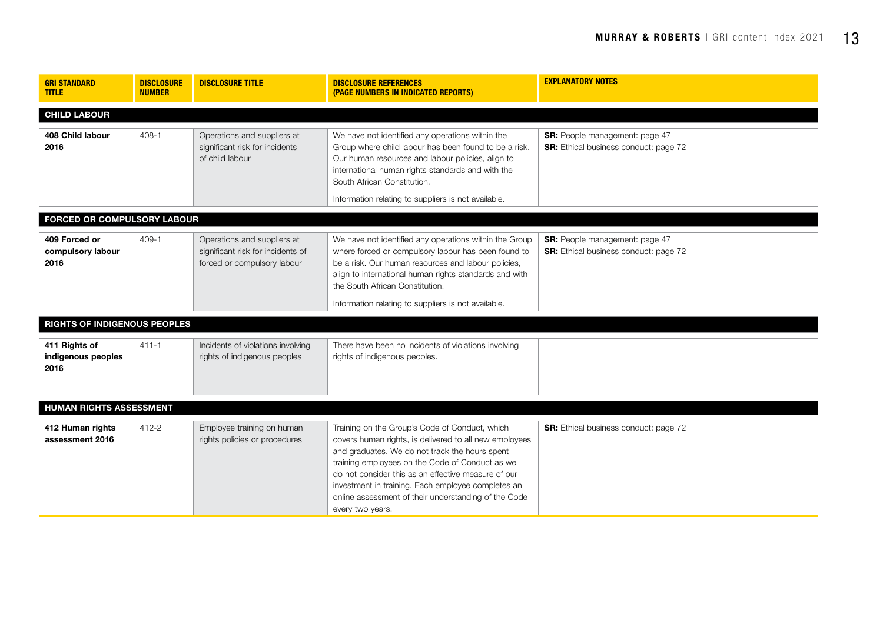| GRI STANDARD TITLE | DISCLOSURE NUMBER | DISCLOSURE TITLE | DISCLOSURE REFERENCES (PAGE NUMBERS IN INDICATED REPORTS) | EXPLANATORY NOTES |
|---|---|---|---|---|
| **CHILD LABOUR** | | | | |
| **408 Child labour 2016** | 408-1 | Operations and suppliers at significant risk for incidents of child labour | We have not identified any operations within the Group where child labour has been found to be a risk. Our human resources and labour policies, align to international human rights standards and with the South African Constitution.<br><br>Information relating to suppliers is not available. | **SR:** People management: page 47<br>**SR:** Ethical business conduct: page 72 |
| **FORCED OR COMPULSORY LABOUR** | | | | |
| **409 Forced or compulsory labour 2016** | 409-1 | Operations and suppliers at significant risk for incidents of forced or compulsory labour | We have not identified any operations within the Group where forced or compulsory labour has been found to be a risk. Our human resources and labour policies, align to international human rights standards and with the South African Constitution.<br><br>Information relating to suppliers is not available. | **SR:** People management: page 47<br>**SR:** Ethical business conduct: page 72 |
| **RIGHTS OF INDIGENOUS PEOPLES** | | | | |
| **411 Rights of indigenous peoples 2016** | 411-1 | Incidents of violations involving rights of indigenous peoples | There have been no incidents of violations involving rights of indigenous peoples. | |
| **HUMAN RIGHTS ASSESSMENT** | | | | |
| **412 Human rights assessment 2016** | 412-2 | Employee training on human rights policies or procedures | Training on the Group's Code of Conduct, which covers human rights, is delivered to all new employees and graduates. We do not track the hours spent training employees on the Code of Conduct as we do not consider this as an effective measure of our investment in training. Each employee completes an online assessment of their understanding of the Code every two years. | **SR:** Ethical business conduct: page 72 |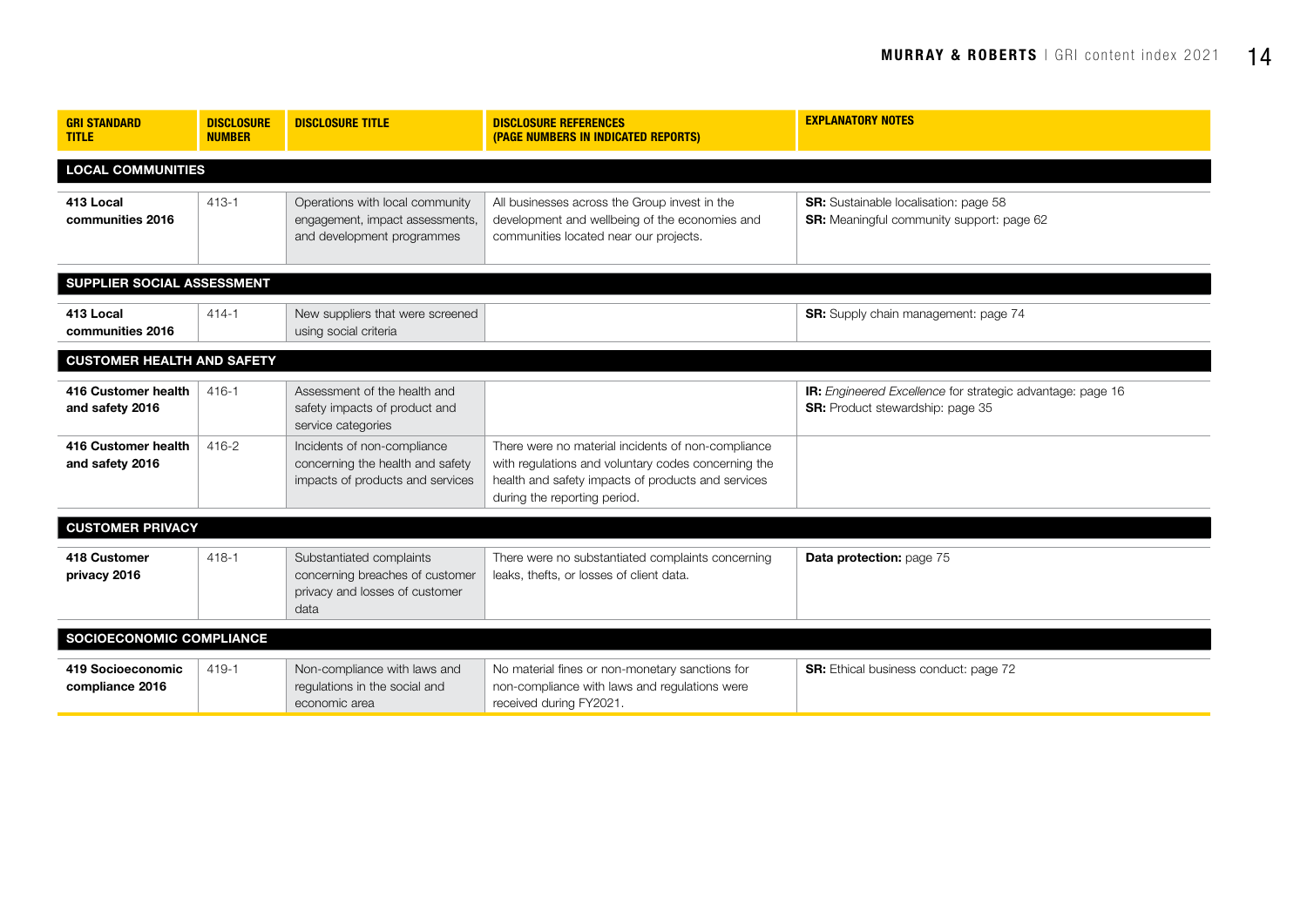| GRI STANDARD TITLE | DISCLOSURE NUMBER | DISCLOSURE TITLE | DISCLOSURE REFERENCES (PAGE NUMBERS IN INDICATED REPORTS) | EXPLANATORY NOTES |
|---|---|---|---|---|
| **LOCAL COMMUNITIES** | | | | |
| **413 Local communities 2016** | 413-1 | Operations with local community engagement, impact assessments, and development programmes | All businesses across the Group invest in the development and wellbeing of the economies and communities located near our projects. | **SR:** Sustainable localisation: page 58<br>**SR:** Meaningful community support: page 62 |
| **SUPPLIER SOCIAL ASSESSMENT** | | | | |
| **413 Local communities 2016** | 414-1 | New suppliers that were screened using social criteria | | **SR:** Supply chain management: page 74 |
| **CUSTOMER HEALTH AND SAFETY** | | | | |
| **416 Customer health and safety 2016** | 416-1 | Assessment of the health and safety impacts of product and service categories | | **IR:** *Engineered Excellence* for strategic advantage: page 16<br>**SR:** Product stewardship: page 35 |
| **416 Customer health and safety 2016** | 416-2 | Incidents of non-compliance concerning the health and safety impacts of products and services | There were no material incidents of non-compliance with regulations and voluntary codes concerning the health and safety impacts of products and services during the reporting period. | |
| **CUSTOMER PRIVACY** | | | | |
| **418 Customer privacy 2016** | 418-1 | Substantiated complaints concerning breaches of customer privacy and losses of customer data | There were no substantiated complaints concerning leaks, thefts, or losses of client data. | **Data protection:** page 75 |
| **SOCIOECONOMIC COMPLIANCE** | | | | |
| **419 Socioeconomic compliance 2016** | 419-1 | Non-compliance with laws and regulations in the social and economic area | No material fines or non-monetary sanctions for non-compliance with laws and regulations were received during FY2021. | **SR:** Ethical business conduct: page 72 |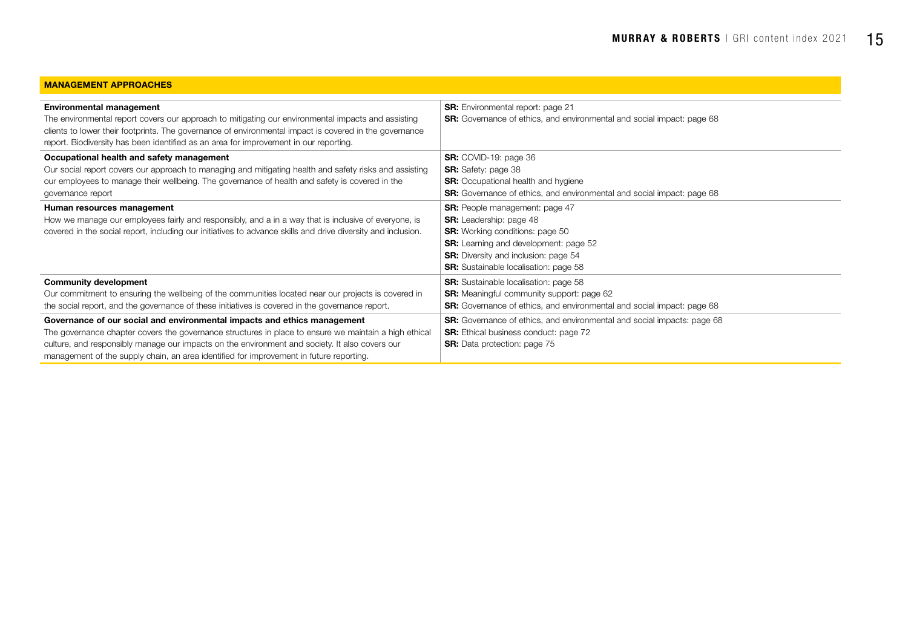| MANAGEMENT APPROACHES | |
|---|---|
| **Environmental management**<br>The environmental report covers our approach to mitigating our environmental impacts and assisting clients to lower their footprints. The governance of environmental impact is covered in the governance report. Biodiversity has been identified as an area for improvement in our reporting. | **SR:** Environmental report: page 21<br>**SR:** Governance of ethics, and environmental and social impact: page 68 |
| **Occupational health and safety management**<br>Our social report covers our approach to managing and mitigating health and safety risks and assisting our employees to manage their wellbeing. The governance of health and safety is covered in the governance report | **SR:** COVID-19: page 36<br>**SR:** Safety: page 38<br>**SR:** Occupational health and hygiene<br>**SR:** Governance of ethics, and environmental and social impact: page 68 |
| **Human resources management**<br>How we manage our employees fairly and responsibly, and a in a way that is inclusive of everyone, is covered in the social report, including our initiatives to advance skills and drive diversity and inclusion. | **SR:** People management: page 47<br>**SR:** Leadership: page 48<br>**SR:** Working conditions: page 50<br>**SR:** Learning and development: page 52<br>**SR:** Diversity and inclusion: page 54<br>**SR:** Sustainable localisation: page 58 |
| **Community development**<br>Our commitment to ensuring the wellbeing of the communities located near our projects is covered in the social report, and the governance of these initiatives is covered in the governance report. | **SR:** Sustainable localisation: page 58<br>**SR:** Meaningful community support: page 62<br>**SR:** Governance of ethics, and environmental and social impact: page 68 |
| **Governance of our social and environmental impacts and ethics management**<br>The governance chapter covers the governance structures in place to ensure we maintain a high ethical culture, and responsibly manage our impacts on the environment and society. It also covers our management of the supply chain, an area identified for improvement in future reporting. | **SR:** Governance of ethics, and environmental and social impacts: page 68<br>**SR:** Ethical business conduct: page 72<br>**SR:** Data protection: page 75 |